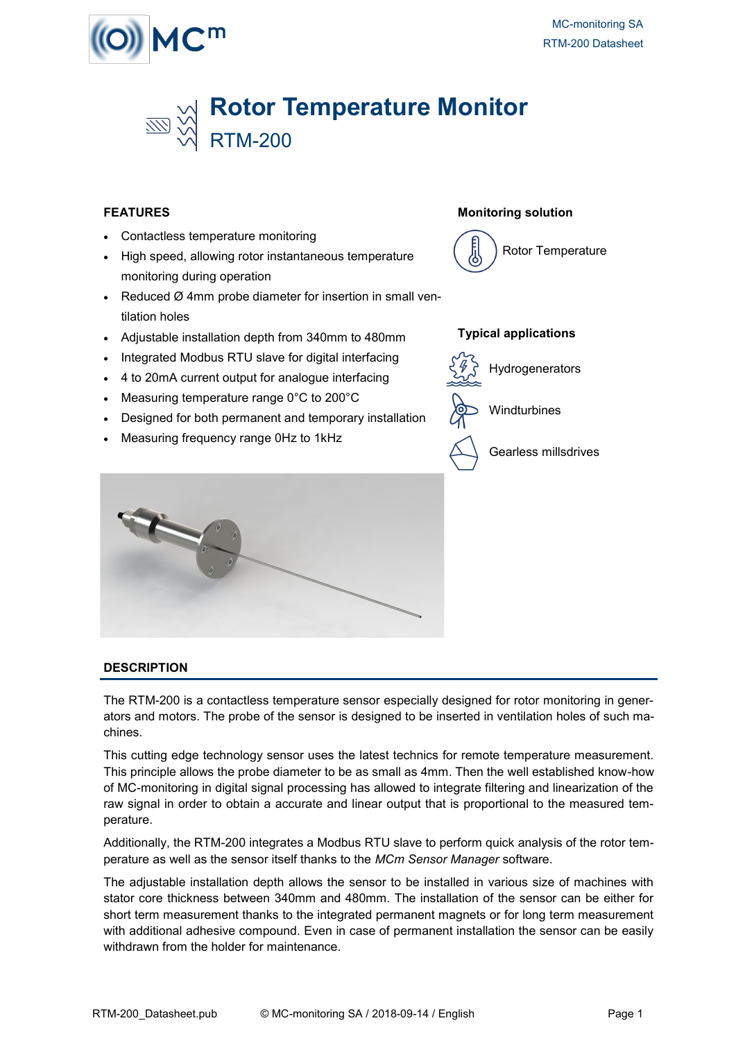# Rotor Temperature Monitor

## RTM-200

### FEATURES

- Contactless temperature monitoring
- High speed, allowing rotor instantaneous temperature monitoring during operation
- Reduced Ø 4mm probe diameter for insertion in small ventilation holes
- Adjustable installation depth from 340mm to 480mm
- Integrated Modbus RTU slave for digital interfacing
- 4 to 20mA current output for analogue interfacing
- Measuring temperature range 0°C to 200°C
- Designed for both permanent and temporary installation
- Measuring frequency range 0Hz to 1kHz

### Monitoring solution

Rotor Temperature

### Typical applications

Hydrogenerators

Windturbines

Gearless millsdrives

### DESCRIPTION

The RTM-200 is a contactless temperature sensor especially designed for rotor monitoring in generators and motors. The probe of the sensor is designed to be inserted in ventilation holes of such machines.

This cutting edge technology sensor uses the latest technics for remote temperature measurement. This principle allows the probe diameter to be as small as 4mm. Then the well established know-how of MC-monitoring in digital signal processing has allowed to integrate filtering and linearization of the raw signal in order to obtain a accurate and linear output that is proportional to the measured temperature.

Additionally, the RTM-200 integrates a Modbus RTU slave to perform quick analysis of the rotor temperature as well as the sensor itself thanks to the *MCm Sensor Manager* software.

The adjustable installation depth allows the sensor to be installed in various size of machines with stator core thickness between 340mm and 480mm. The installation of the sensor can be either for short term measurement thanks to the integrated permanent magnets or for long term measurement with additional adhesive compound. Even in case of permanent installation the sensor can be easily withdrawn from the holder for maintenance.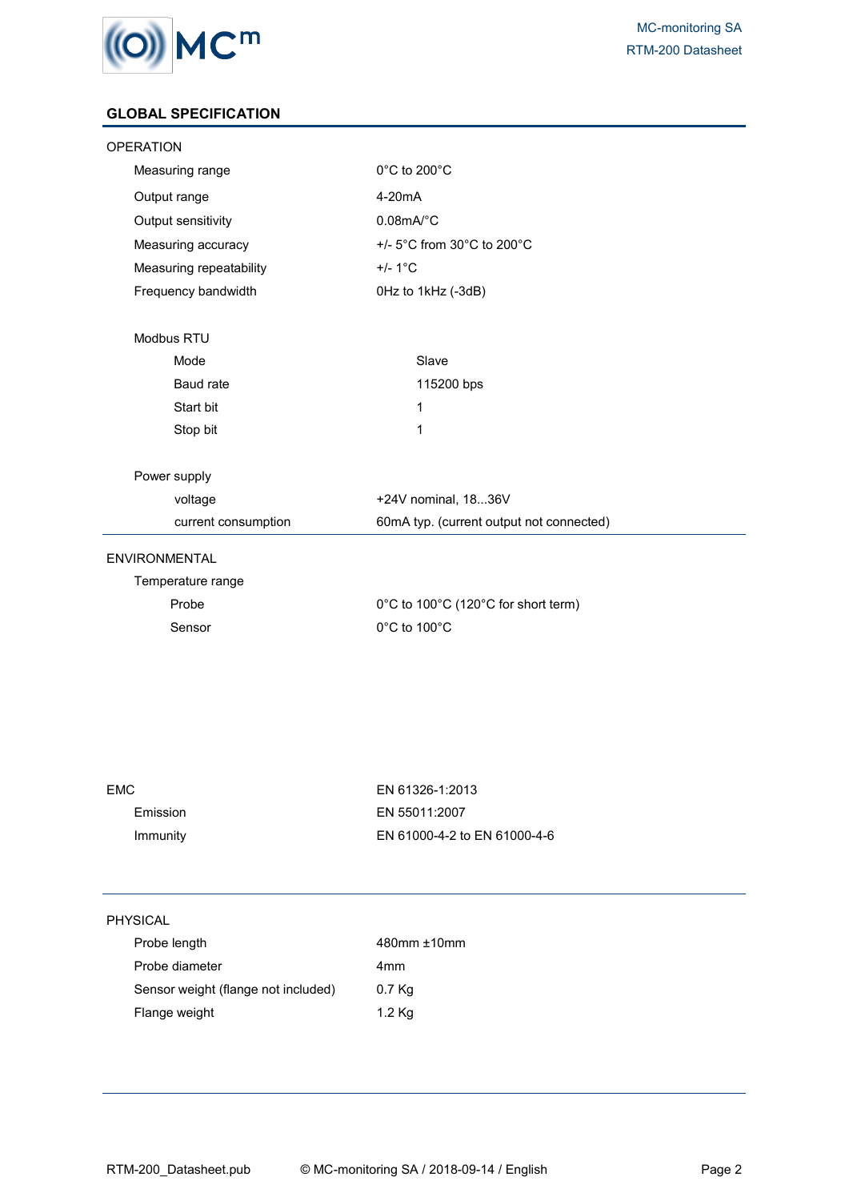## GLOBAL SPECIFICATION

### OPERATION

| | |
|---|---|
| Measuring range | 0°C to 200°C |
| Output range | 4-20mA |
| Output sensitivity | 0.08mA/°C |
| Measuring accuracy | +/- 5°C from 30°C to 200°C |
| Measuring repeatability | +/- 1°C |
| Frequency bandwidth | 0Hz to 1kHz (-3dB) |

**Modbus RTU**

| | |
|---|---|
| Mode | Slave |
| Baud rate | 115200 bps |
| Start bit | 1 |
| Stop bit | 1 |

**Power supply**

| | |
|---|---|
| voltage | +24V nominal, 18...36V |
| current consumption | 60mA typ. (current output not connected) |

### ENVIRONMENTAL

**Temperature range**

| | |
|---|---|
| Probe | 0°C to 100°C (120°C for short term) |
| Sensor | 0°C to 100°C |

### EMC

| | |
|---|---|
| EMC | EN 61326-1:2013 |
| Emission | EN 55011:2007 |
| Immunity | EN 61000-4-2 to EN 61000-4-6 |

### PHYSICAL

| | |
|---|---|
| Probe length | 480mm ±10mm |
| Probe diameter | 4mm |
| Sensor weight (flange not included) | 0.7 Kg |
| Flange weight | 1.2 Kg |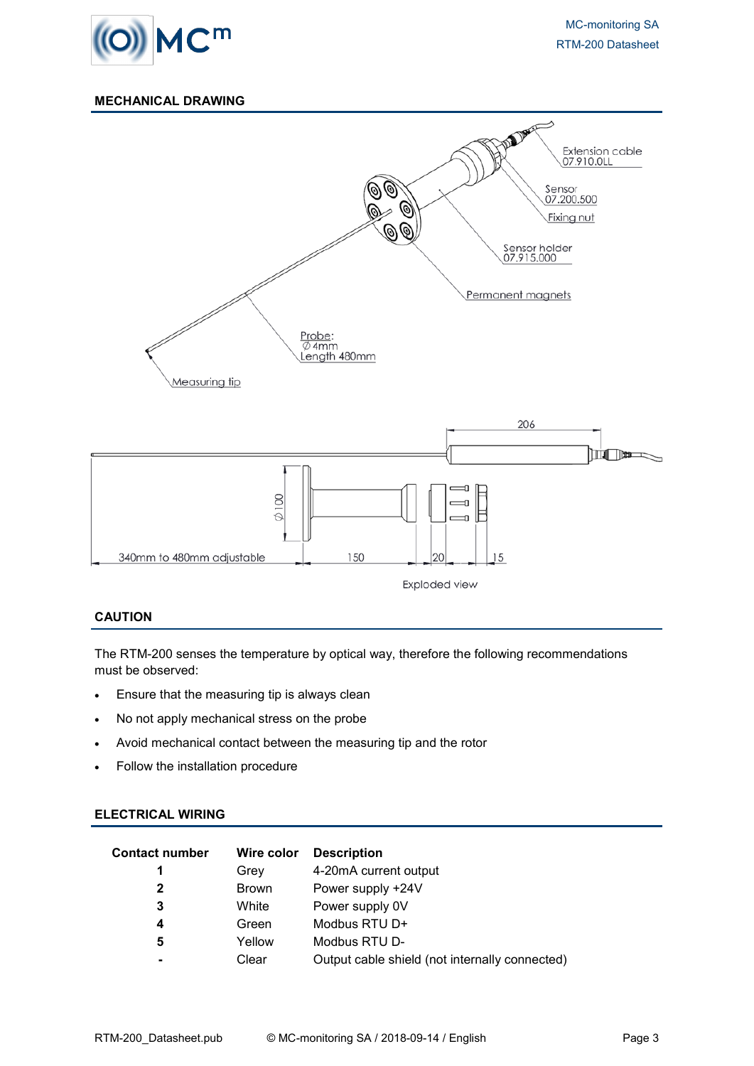## MECHANICAL DRAWING

Extension cable 07.910.0LL

Sensor 07.200.500

Fixing nut

Sensor holder 07.915.000

Permanent magnets

Probe: ∅ 4mm Length 480mm

Measuring tip

206

∅ 100

340mm to 480mm adjustable

150

20

15

Exploded view

## CAUTION

The RTM-200 senses the temperature by optical way, therefore the following recommendations must be observed:

- Ensure that the measuring tip is always clean
- No not apply mechanical stress on the probe
- Avoid mechanical contact between the measuring tip and the rotor
- Follow the installation procedure

## ELECTRICAL WIRING

| Contact number | Wire color | Description |
|---|---|---|
| 1 | Grey | 4-20mA current output |
| 2 | Brown | Power supply +24V |
| 3 | White | Power supply 0V |
| 4 | Green | Modbus RTU D+ |
| 5 | Yellow | Modbus RTU D- |
| - | Clear | Output cable shield (not internally connected) |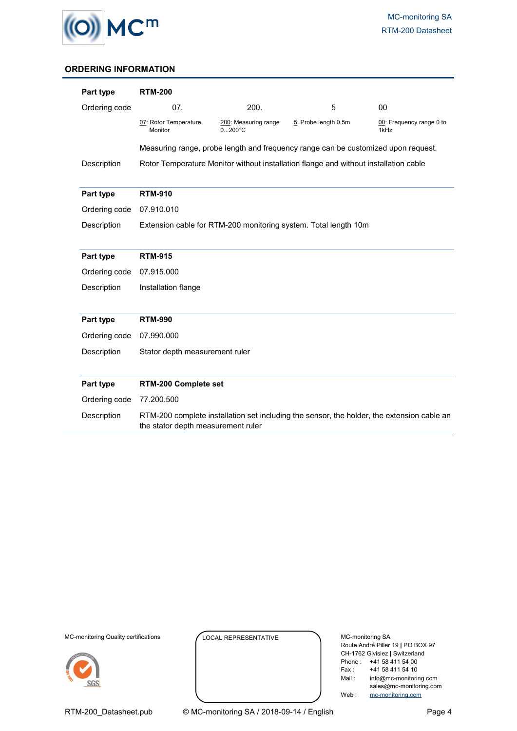## ORDERING INFORMATION

| | | | | |
|---|---|---|---|---|
| **Part type** | **RTM-200** | | | |
| Ordering code | 07. | 200. | 5 | 00 |
| | 07: Rotor Temperature Monitor | 200: Measuring range 0...200°C | 5: Probe length 0.5m | 00: Frequency range 0 to 1kHz |
| | Measuring range, probe length and frequency range can be customized upon request. | | | |
| Description | Rotor Temperature Monitor without installation flange and without installation cable | | | |

| | |
|---|---|
| **Part type** | **RTM-910** |
| Ordering code | 07.910.010 |
| Description | Extension cable for RTM-200 monitoring system. Total length 10m |

| | |
|---|---|
| **Part type** | **RTM-915** |
| Ordering code | 07.915.000 |
| Description | Installation flange |

| | |
|---|---|
| **Part type** | **RTM-990** |
| Ordering code | 07.990.000 |
| Description | Stator depth measurement ruler |

| | |
|---|---|
| **Part type** | **RTM-200 Complete set** |
| Ordering code | 77.200.500 |
| Description | RTM-200 complete installation set including the sensor, the holder, the extension cable an the stator depth measurement ruler |

MC-monitoring Quality certifications

LOCAL REPRESENTATIVE

MC-monitoring SA
Route André Piller 19 | PO BOX 97
CH-1762 Givisiez | Switzerland
Phone : +41 58 411 54 00
Fax : +41 58 411 54 10
Mail : info@mc-monitoring.com
sales@mc-monitoring.com
Web : mc-monitoring.com